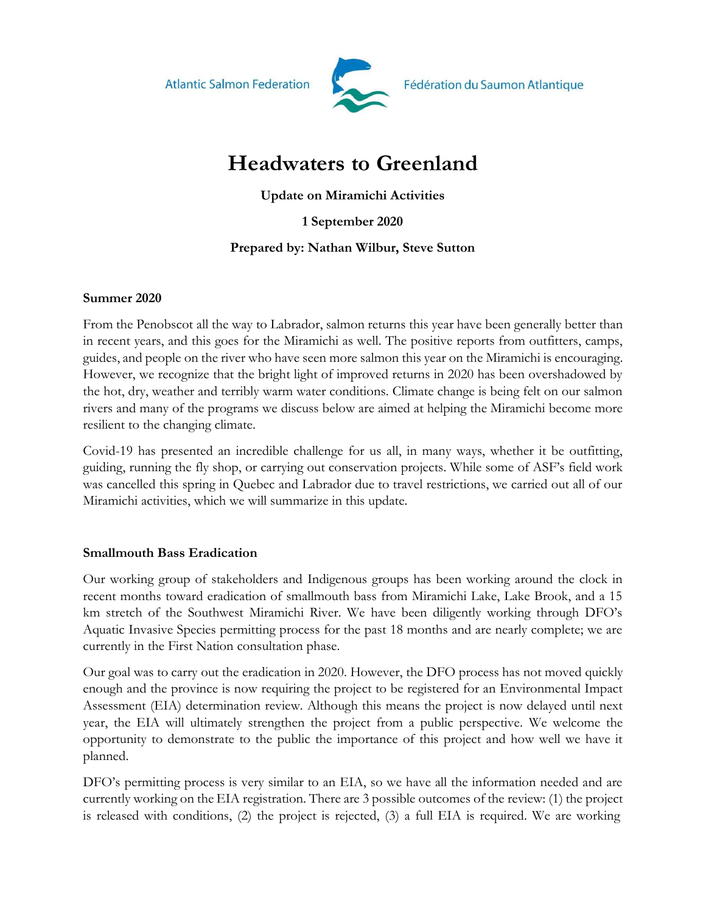Atlantic Salmon Federation — Fédération du Saumon Atlantique

# Headwaters to Greenland

**Update on Miramichi Activities**

**1 September 2020**

**Prepared by: Nathan Wilbur, Steve Sutton**

## Summer 2020

From the Penobscot all the way to Labrador, salmon returns this year have been generally better than in recent years, and this goes for the Miramichi as well. The positive reports from outfitters, camps, guides, and people on the river who have seen more salmon this year on the Miramichi is encouraging. However, we recognize that the bright light of improved returns in 2020 has been overshadowed by the hot, dry, weather and terribly warm water conditions. Climate change is being felt on our salmon rivers and many of the programs we discuss below are aimed at helping the Miramichi become more resilient to the changing climate.

Covid-19 has presented an incredible challenge for us all, in many ways, whether it be outfitting, guiding, running the fly shop, or carrying out conservation projects. While some of ASF's field work was cancelled this spring in Quebec and Labrador due to travel restrictions, we carried out all of our Miramichi activities, which we will summarize in this update.

## Smallmouth Bass Eradication

Our working group of stakeholders and Indigenous groups has been working around the clock in recent months toward eradication of smallmouth bass from Miramichi Lake, Lake Brook, and a 15 km stretch of the Southwest Miramichi River. We have been diligently working through DFO's Aquatic Invasive Species permitting process for the past 18 months and are nearly complete; we are currently in the First Nation consultation phase.

Our goal was to carry out the eradication in 2020. However, the DFO process has not moved quickly enough and the province is now requiring the project to be registered for an Environmental Impact Assessment (EIA) determination review. Although this means the project is now delayed until next year, the EIA will ultimately strengthen the project from a public perspective. We welcome the opportunity to demonstrate to the public the importance of this project and how well we have it planned.

DFO's permitting process is very similar to an EIA, so we have all the information needed and are currently working on the EIA registration. There are 3 possible outcomes of the review: (1) the project is released with conditions, (2) the project is rejected, (3) a full EIA is required. We are working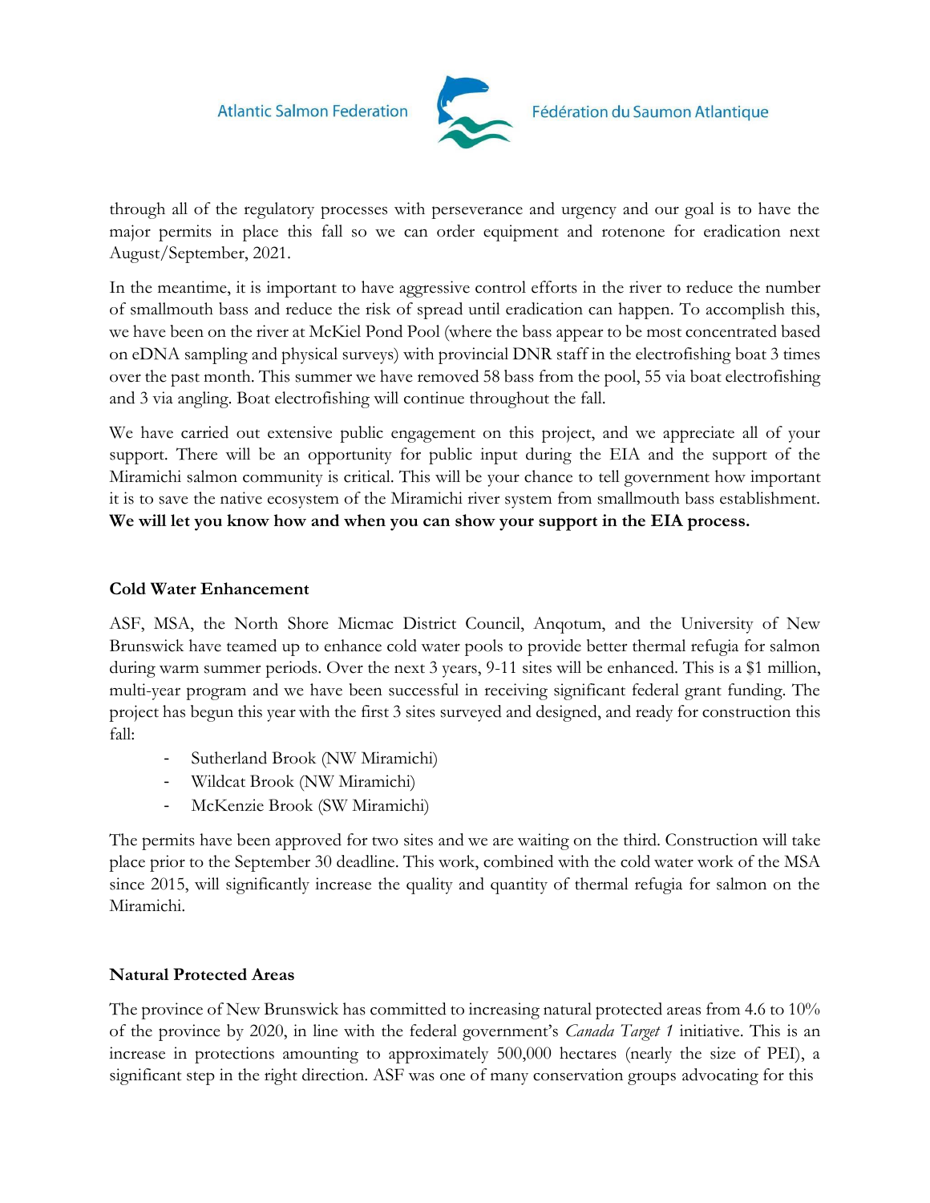through all of the regulatory processes with perseverance and urgency and our goal is to have the major permits in place this fall so we can order equipment and rotenone for eradication next August/September, 2021.

In the meantime, it is important to have aggressive control efforts in the river to reduce the number of smallmouth bass and reduce the risk of spread until eradication can happen. To accomplish this, we have been on the river at McKiel Pond Pool (where the bass appear to be most concentrated based on eDNA sampling and physical surveys) with provincial DNR staff in the electrofishing boat 3 times over the past month. This summer we have removed 58 bass from the pool, 55 via boat electrofishing and 3 via angling. Boat electrofishing will continue throughout the fall.

We have carried out extensive public engagement on this project, and we appreciate all of your support. There will be an opportunity for public input during the EIA and the support of the Miramichi salmon community is critical. This will be your chance to tell government how important it is to save the native ecosystem of the Miramichi river system from smallmouth bass establishment. **We will let you know how and when you can show your support in the EIA process.**

### Cold Water Enhancement

ASF, MSA, the North Shore Micmac District Council, Anqotum, and the University of New Brunswick have teamed up to enhance cold water pools to provide better thermal refugia for salmon during warm summer periods. Over the next 3 years, 9-11 sites will be enhanced. This is a $1 million, multi-year program and we have been successful in receiving significant federal grant funding. The project has begun this year with the first 3 sites surveyed and designed, and ready for construction this fall:

- Sutherland Brook (NW Miramichi)
- Wildcat Brook (NW Miramichi)
- McKenzie Brook (SW Miramichi)

The permits have been approved for two sites and we are waiting on the third. Construction will take place prior to the September 30 deadline. This work, combined with the cold water work of the MSA since 2015, will significantly increase the quality and quantity of thermal refugia for salmon on the Miramichi.

### Natural Protected Areas

The province of New Brunswick has committed to increasing natural protected areas from 4.6 to 10% of the province by 2020, in line with the federal government's *Canada Target 1* initiative. This is an increase in protections amounting to approximately 500,000 hectares (nearly the size of PEI), a significant step in the right direction. ASF was one of many conservation groups advocating for this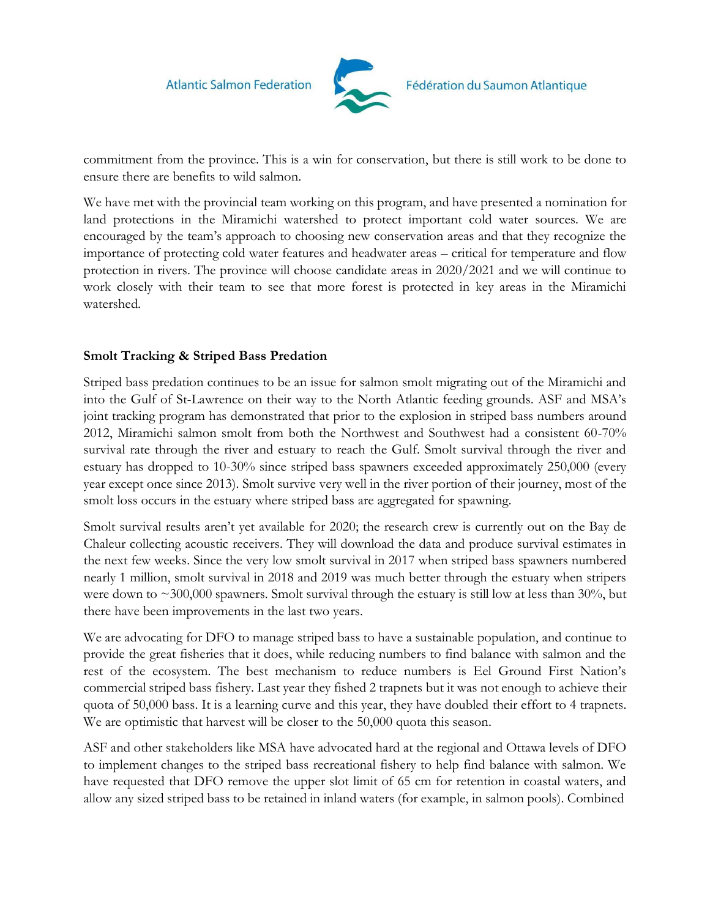commitment from the province. This is a win for conservation, but there is still work to be done to ensure there are benefits to wild salmon.

We have met with the provincial team working on this program, and have presented a nomination for land protections in the Miramichi watershed to protect important cold water sources. We are encouraged by the team's approach to choosing new conservation areas and that they recognize the importance of protecting cold water features and headwater areas – critical for temperature and flow protection in rivers. The province will choose candidate areas in 2020/2021 and we will continue to work closely with their team to see that more forest is protected in key areas in the Miramichi watershed.

**Smolt Tracking & Striped Bass Predation**

Striped bass predation continues to be an issue for salmon smolt migrating out of the Miramichi and into the Gulf of St-Lawrence on their way to the North Atlantic feeding grounds. ASF and MSA's joint tracking program has demonstrated that prior to the explosion in striped bass numbers around 2012, Miramichi salmon smolt from both the Northwest and Southwest had a consistent 60-70% survival rate through the river and estuary to reach the Gulf. Smolt survival through the river and estuary has dropped to 10-30% since striped bass spawners exceeded approximately 250,000 (every year except once since 2013). Smolt survive very well in the river portion of their journey, most of the smolt loss occurs in the estuary where striped bass are aggregated for spawning.

Smolt survival results aren't yet available for 2020; the research crew is currently out on the Bay de Chaleur collecting acoustic receivers. They will download the data and produce survival estimates in the next few weeks. Since the very low smolt survival in 2017 when striped bass spawners numbered nearly 1 million, smolt survival in 2018 and 2019 was much better through the estuary when stripers were down to ~300,000 spawners. Smolt survival through the estuary is still low at less than 30%, but there have been improvements in the last two years.

We are advocating for DFO to manage striped bass to have a sustainable population, and continue to provide the great fisheries that it does, while reducing numbers to find balance with salmon and the rest of the ecosystem. The best mechanism to reduce numbers is Eel Ground First Nation's commercial striped bass fishery. Last year they fished 2 trapnets but it was not enough to achieve their quota of 50,000 bass. It is a learning curve and this year, they have doubled their effort to 4 trapnets. We are optimistic that harvest will be closer to the 50,000 quota this season.

ASF and other stakeholders like MSA have advocated hard at the regional and Ottawa levels of DFO to implement changes to the striped bass recreational fishery to help find balance with salmon. We have requested that DFO remove the upper slot limit of 65 cm for retention in coastal waters, and allow any sized striped bass to be retained in inland waters (for example, in salmon pools). Combined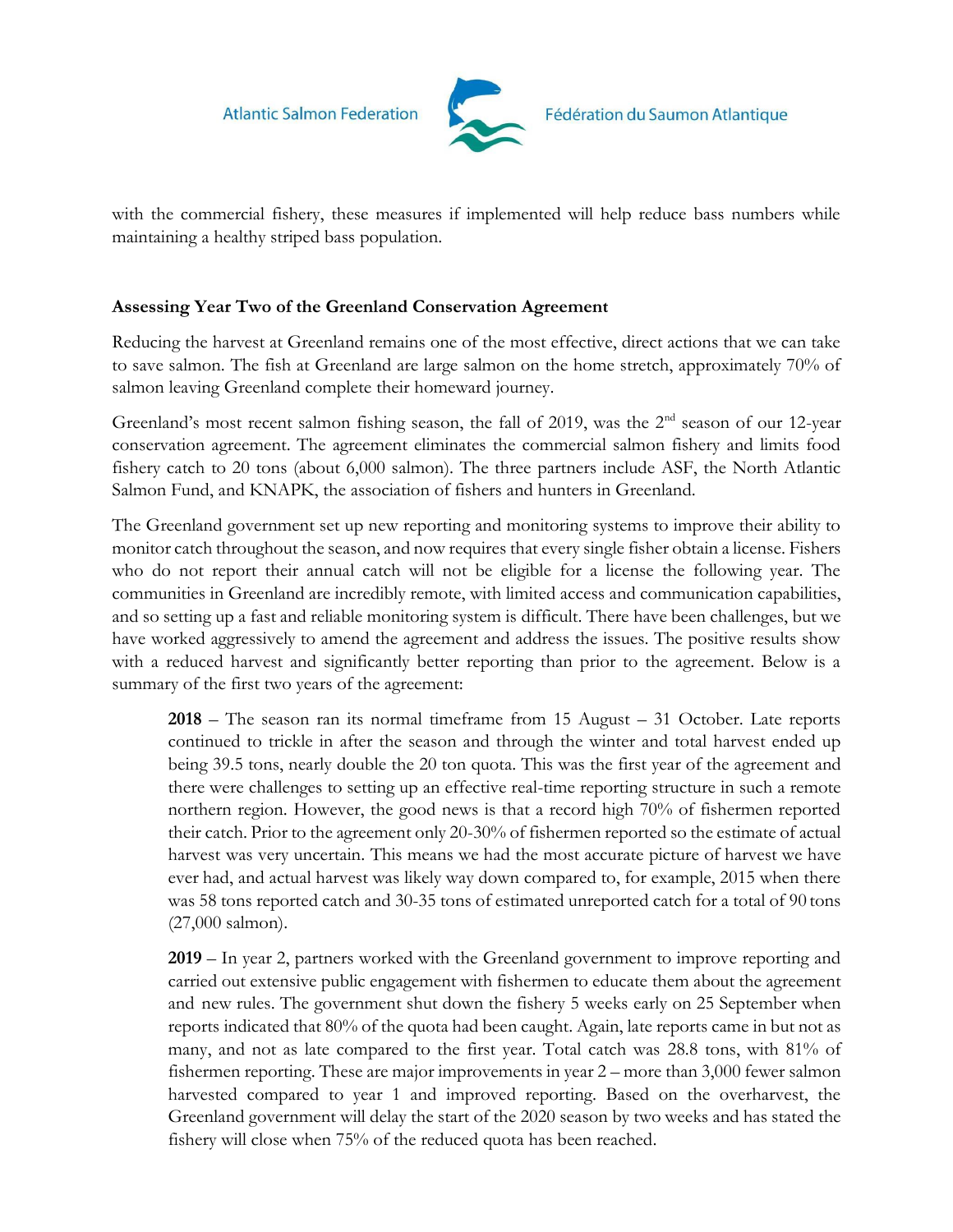with the commercial fishery, these measures if implemented will help reduce bass numbers while maintaining a healthy striped bass population.

**Assessing Year Two of the Greenland Conservation Agreement**

Reducing the harvest at Greenland remains one of the most effective, direct actions that we can take to save salmon. The fish at Greenland are large salmon on the home stretch, approximately 70% of salmon leaving Greenland complete their homeward journey.

Greenland's most recent salmon fishing season, the fall of 2019, was the 2nd season of our 12-year conservation agreement. The agreement eliminates the commercial salmon fishery and limits food fishery catch to 20 tons (about 6,000 salmon). The three partners include ASF, the North Atlantic Salmon Fund, and KNAPK, the association of fishers and hunters in Greenland.

The Greenland government set up new reporting and monitoring systems to improve their ability to monitor catch throughout the season, and now requires that every single fisher obtain a license. Fishers who do not report their annual catch will not be eligible for a license the following year. The communities in Greenland are incredibly remote, with limited access and communication capabilities, and so setting up a fast and reliable monitoring system is difficult. There have been challenges, but we have worked aggressively to amend the agreement and address the issues. The positive results show with a reduced harvest and significantly better reporting than prior to the agreement. Below is a summary of the first two years of the agreement:

> **2018** – The season ran its normal timeframe from 15 August – 31 October. Late reports continued to trickle in after the season and through the winter and total harvest ended up being 39.5 tons, nearly double the 20 ton quota. This was the first year of the agreement and there were challenges to setting up an effective real-time reporting structure in such a remote northern region. However, the good news is that a record high 70% of fishermen reported their catch. Prior to the agreement only 20-30% of fishermen reported so the estimate of actual harvest was very uncertain. This means we had the most accurate picture of harvest we have ever had, and actual harvest was likely way down compared to, for example, 2015 when there was 58 tons reported catch and 30-35 tons of estimated unreported catch for a total of 90 tons (27,000 salmon).
>
> **2019** – In year 2, partners worked with the Greenland government to improve reporting and carried out extensive public engagement with fishermen to educate them about the agreement and new rules. The government shut down the fishery 5 weeks early on 25 September when reports indicated that 80% of the quota had been caught. Again, late reports came in but not as many, and not as late compared to the first year. Total catch was 28.8 tons, with 81% of fishermen reporting. These are major improvements in year 2 – more than 3,000 fewer salmon harvested compared to year 1 and improved reporting. Based on the overharvest, the Greenland government will delay the start of the 2020 season by two weeks and has stated the fishery will close when 75% of the reduced quota has been reached.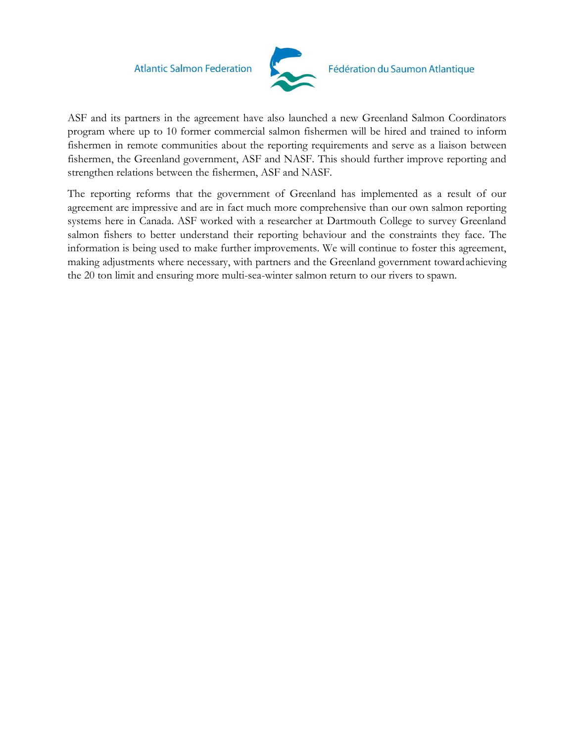ASF and its partners in the agreement have also launched a new Greenland Salmon Coordinators program where up to 10 former commercial salmon fishermen will be hired and trained to inform fishermen in remote communities about the reporting requirements and serve as a liaison between fishermen, the Greenland government, ASF and NASF. This should further improve reporting and strengthen relations between the fishermen, ASF and NASF.

The reporting reforms that the government of Greenland has implemented as a result of our agreement are impressive and are in fact much more comprehensive than our own salmon reporting systems here in Canada. ASF worked with a researcher at Dartmouth College to survey Greenland salmon fishers to better understand their reporting behaviour and the constraints they face. The information is being used to make further improvements. We will continue to foster this agreement, making adjustments where necessary, with partners and the Greenland government toward achieving the 20 ton limit and ensuring more multi-sea-winter salmon return to our rivers to spawn.